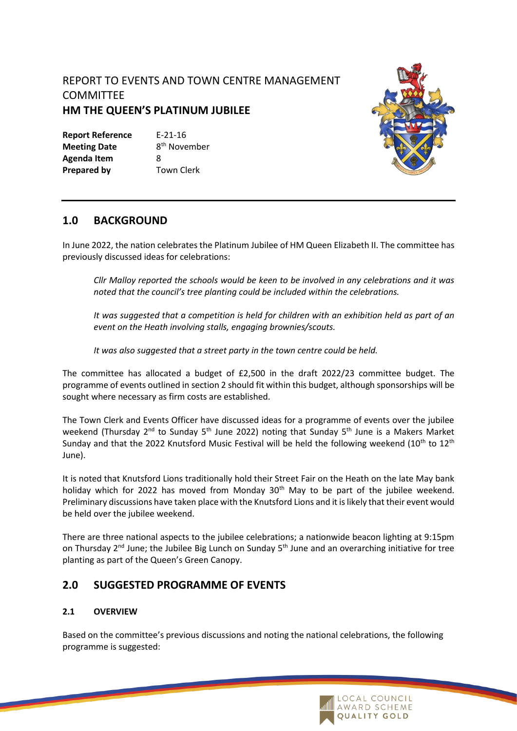REPORT TO EVENTS AND TOWN CENTRE MANAGEMENT COMMITTEE

# HM THE QUEEN'S PLATINUM JUBILEE

**Report Reference** E-21-16
**Meeting Date** 8th November
**Agenda Item** 8
**Prepared by** Town Clerk

## 1.0 BACKGROUND

In June 2022, the nation celebrates the Platinum Jubilee of HM Queen Elizabeth II. The committee has previously discussed ideas for celebrations:

> *Cllr Malloy reported the schools would be keen to be involved in any celebrations and it was noted that the council's tree planting could be included within the celebrations.*
>
> *It was suggested that a competition is held for children with an exhibition held as part of an event on the Heath involving stalls, engaging brownies/scouts.*
>
> *It was also suggested that a street party in the town centre could be held.*

The committee has allocated a budget of £2,500 in the draft 2022/23 committee budget. The programme of events outlined in section 2 should fit within this budget, although sponsorships will be sought where necessary as firm costs are established.

The Town Clerk and Events Officer have discussed ideas for a programme of events over the jubilee weekend (Thursday 2nd to Sunday 5th June 2022) noting that Sunday 5th June is a Makers Market Sunday and that the 2022 Knutsford Music Festival will be held the following weekend (10th to 12th June).

It is noted that Knutsford Lions traditionally hold their Street Fair on the Heath on the late May bank holiday which for 2022 has moved from Monday 30th May to be part of the jubilee weekend. Preliminary discussions have taken place with the Knutsford Lions and it is likely that their event would be held over the jubilee weekend.

There are three national aspects to the jubilee celebrations; a nationwide beacon lighting at 9:15pm on Thursday 2nd June; the Jubilee Big Lunch on Sunday 5th June and an overarching initiative for tree planting as part of the Queen's Green Canopy.

## 2.0 SUGGESTED PROGRAMME OF EVENTS

### 2.1 OVERVIEW

Based on the committee's previous discussions and noting the national celebrations, the following programme is suggested: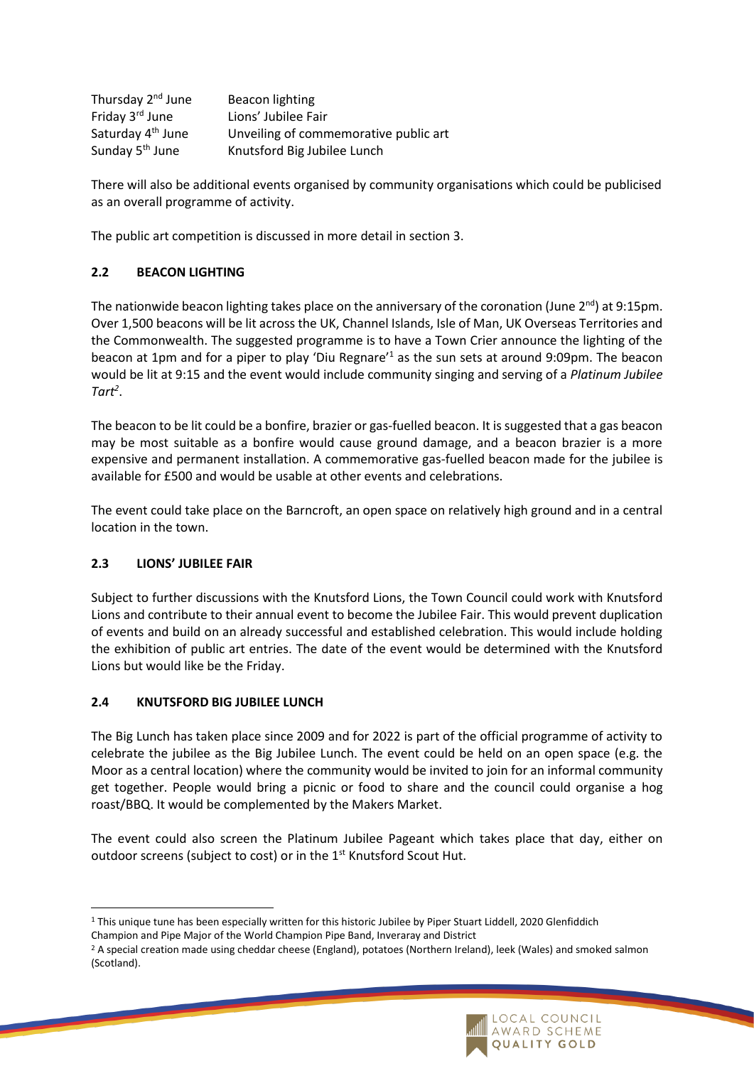| | |
|---|---|
| Thursday 2nd June | Beacon lighting |
| Friday 3rd June | Lions' Jubilee Fair |
| Saturday 4th June | Unveiling of commemorative public art |
| Sunday 5th June | Knutsford Big Jubilee Lunch |

There will also be additional events organised by community organisations which could be publicised as an overall programme of activity.

The public art competition is discussed in more detail in section 3.

## 2.2 BEACON LIGHTING

The nationwide beacon lighting takes place on the anniversary of the coronation (June 2nd) at 9:15pm. Over 1,500 beacons will be lit across the UK, Channel Islands, Isle of Man, UK Overseas Territories and the Commonwealth. The suggested programme is to have a Town Crier announce the lighting of the beacon at 1pm and for a piper to play 'Diu Regnare'[1] as the sun sets at around 9:09pm. The beacon would be lit at 9:15 and the event would include community singing and serving of a *Platinum Jubilee Tart*[2].

The beacon to be lit could be a bonfire, brazier or gas-fuelled beacon. It is suggested that a gas beacon may be most suitable as a bonfire would cause ground damage, and a beacon brazier is a more expensive and permanent installation. A commemorative gas-fuelled beacon made for the jubilee is available for £500 and would be usable at other events and celebrations.

The event could take place on the Barncroft, an open space on relatively high ground and in a central location in the town.

## 2.3 LIONS' JUBILEE FAIR

Subject to further discussions with the Knutsford Lions, the Town Council could work with Knutsford Lions and contribute to their annual event to become the Jubilee Fair. This would prevent duplication of events and build on an already successful and established celebration. This would include holding the exhibition of public art entries. The date of the event would be determined with the Knutsford Lions but would like be the Friday.

## 2.4 KNUTSFORD BIG JUBILEE LUNCH

The Big Lunch has taken place since 2009 and for 2022 is part of the official programme of activity to celebrate the jubilee as the Big Jubilee Lunch. The event could be held on an open space (e.g. the Moor as a central location) where the community would be invited to join for an informal community get together. People would bring a picnic or food to share and the council could organise a hog roast/BBQ. It would be complemented by the Makers Market.

The event could also screen the Platinum Jubilee Pageant which takes place that day, either on outdoor screens (subject to cost) or in the 1st Knutsford Scout Hut.

---

[1] This unique tune has been especially written for this historic Jubilee by Piper Stuart Liddell, 2020 Glenfiddich Champion and Pipe Major of the World Champion Pipe Band, Inveraray and District

[2] A special creation made using cheddar cheese (England), potatoes (Northern Ireland), leek (Wales) and smoked salmon (Scotland).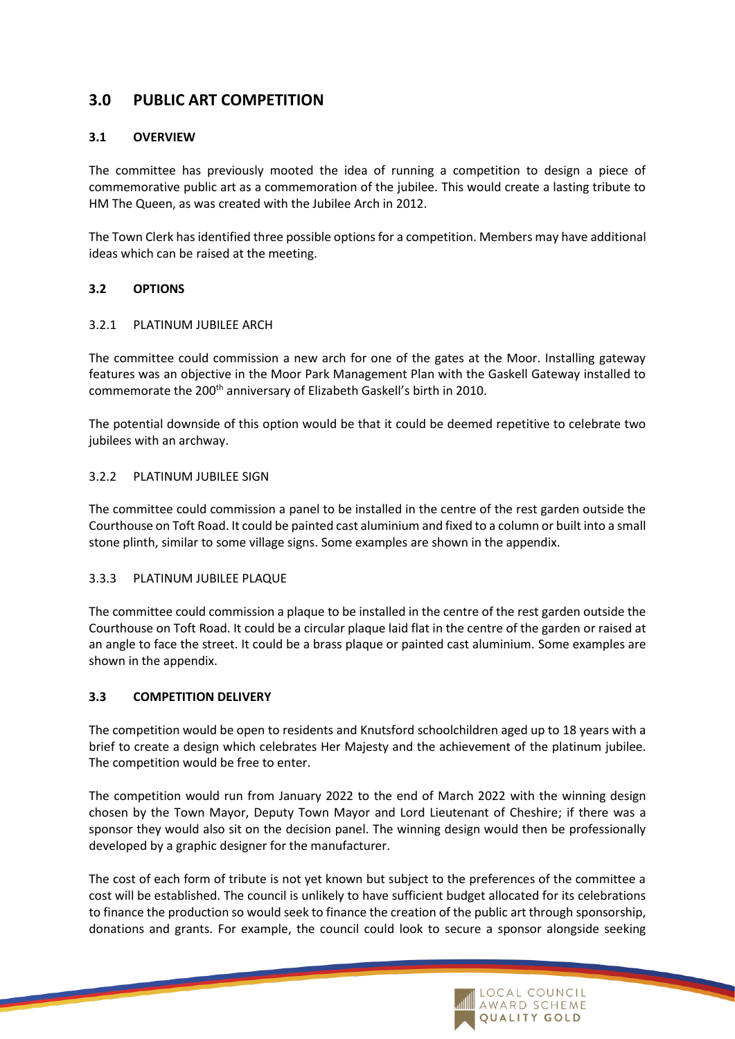## 3.0 PUBLIC ART COMPETITION

### 3.1 OVERVIEW

The committee has previously mooted the idea of running a competition to design a piece of commemorative public art as a commemoration of the jubilee. This would create a lasting tribute to HM The Queen, as was created with the Jubilee Arch in 2012.

The Town Clerk has identified three possible options for a competition. Members may have additional ideas which can be raised at the meeting.

### 3.2 OPTIONS

#### 3.2.1 PLATINUM JUBILEE ARCH

The committee could commission a new arch for one of the gates at the Moor. Installing gateway features was an objective in the Moor Park Management Plan with the Gaskell Gateway installed to commemorate the 200th anniversary of Elizabeth Gaskell's birth in 2010.

The potential downside of this option would be that it could be deemed repetitive to celebrate two jubilees with an archway.

#### 3.2.2 PLATINUM JUBILEE SIGN

The committee could commission a panel to be installed in the centre of the rest garden outside the Courthouse on Toft Road. It could be painted cast aluminium and fixed to a column or built into a small stone plinth, similar to some village signs. Some examples are shown in the appendix.

#### 3.3.3 PLATINUM JUBILEE PLAQUE

The committee could commission a plaque to be installed in the centre of the rest garden outside the Courthouse on Toft Road. It could be a circular plaque laid flat in the centre of the garden or raised at an angle to face the street. It could be a brass plaque or painted cast aluminium. Some examples are shown in the appendix.

### 3.3 COMPETITION DELIVERY

The competition would be open to residents and Knutsford schoolchildren aged up to 18 years with a brief to create a design which celebrates Her Majesty and the achievement of the platinum jubilee. The competition would be free to enter.

The competition would run from January 2022 to the end of March 2022 with the winning design chosen by the Town Mayor, Deputy Town Mayor and Lord Lieutenant of Cheshire; if there was a sponsor they would also sit on the decision panel. The winning design would then be professionally developed by a graphic designer for the manufacturer.

The cost of each form of tribute is not yet known but subject to the preferences of the committee a cost will be established. The council is unlikely to have sufficient budget allocated for its celebrations to finance the production so would seek to finance the creation of the public art through sponsorship, donations and grants. For example, the council could look to secure a sponsor alongside seeking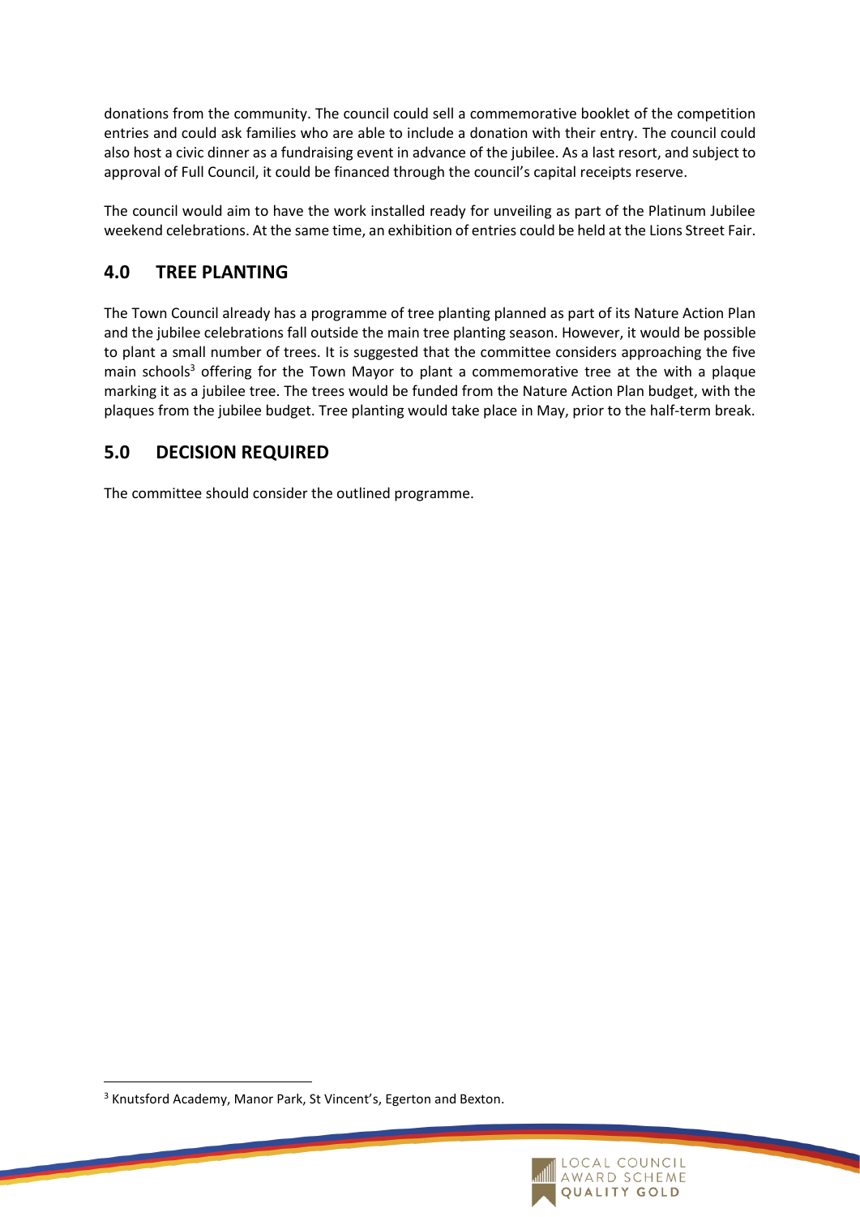donations from the community. The council could sell a commemorative booklet of the competition entries and could ask families who are able to include a donation with their entry. The council could also host a civic dinner as a fundraising event in advance of the jubilee. As a last resort, and subject to approval of Full Council, it could be financed through the council's capital receipts reserve.

The council would aim to have the work installed ready for unveiling as part of the Platinum Jubilee weekend celebrations. At the same time, an exhibition of entries could be held at the Lions Street Fair.

## 4.0 TREE PLANTING

The Town Council already has a programme of tree planting planned as part of its Nature Action Plan and the jubilee celebrations fall outside the main tree planting season. However, it would be possible to plant a small number of trees. It is suggested that the committee considers approaching the five main schools[3] offering for the Town Mayor to plant a commemorative tree at the with a plaque marking it as a jubilee tree. The trees would be funded from the Nature Action Plan budget, with the plaques from the jubilee budget. Tree planting would take place in May, prior to the half-term break.

## 5.0 DECISION REQUIRED

The committee should consider the outlined programme.

[3] Knutsford Academy, Manor Park, St Vincent's, Egerton and Bexton.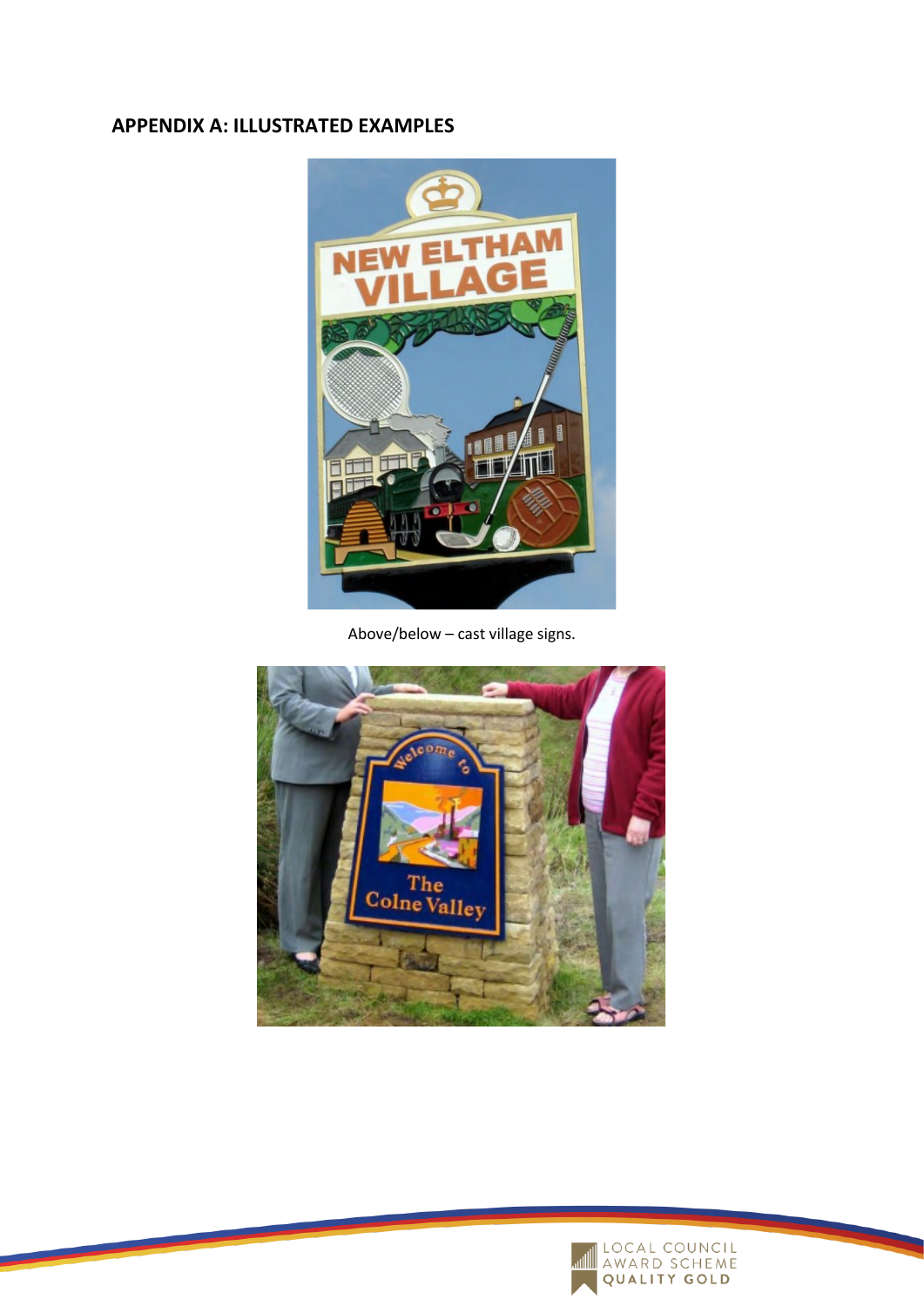## APPENDIX A: ILLUSTRATED EXAMPLES

Above/below – cast village signs.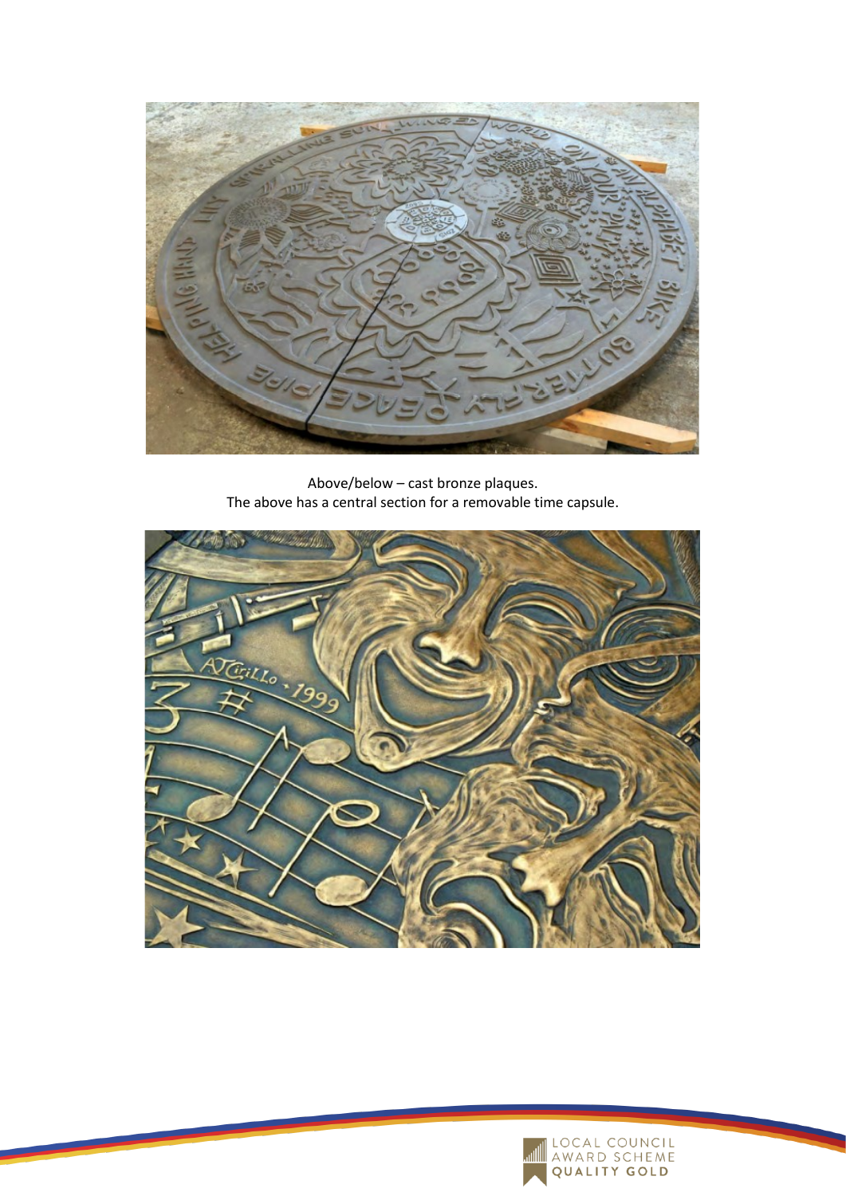Above/below – cast bronze plaques.
The above has a central section for a removable time capsule.